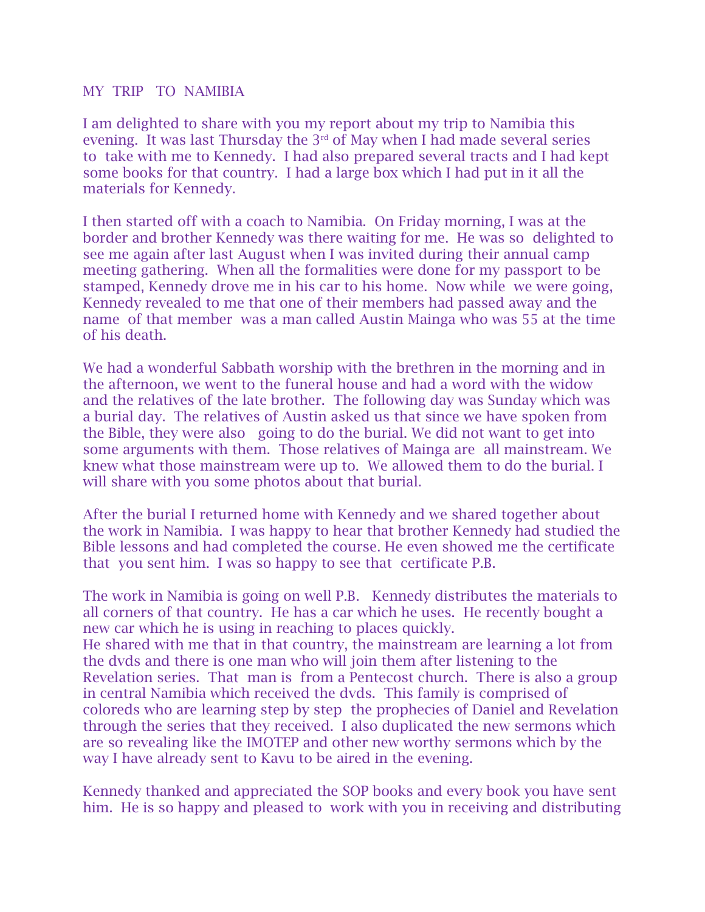# MY TRIP TO NAMIBIA

I am delighted to share with you my report about my trip to Namibia this evening. It was last Thursday the 3rd of May when I had made several series to take with me to Kennedy. I had also prepared several tracts and I had kept some books for that country. I had a large box which I had put in it all the materials for Kennedy.

I then started off with a coach to Namibia. On Friday morning, I was at the border and brother Kennedy was there waiting for me. He was so delighted to see me again after last August when I was invited during their annual camp meeting gathering. When all the formalities were done for my passport to be stamped, Kennedy drove me in his car to his home. Now while we were going, Kennedy revealed to me that one of their members had passed away and the name of that member was a man called Austin Mainga who was 55 at the time of his death.

We had a wonderful Sabbath worship with the brethren in the morning and in the afternoon, we went to the funeral house and had a word with the widow and the relatives of the late brother. The following day was Sunday which was a burial day. The relatives of Austin asked us that since we have spoken from the Bible, they were also going to do the burial. We did not want to get into some arguments with them. Those relatives of Mainga are all mainstream. We knew what those mainstream were up to. We allowed them to do the burial. I will share with you some photos about that burial.

After the burial I returned home with Kennedy and we shared together about the work in Namibia. I was happy to hear that brother Kennedy had studied the Bible lessons and had completed the course. He even showed me the certificate that you sent him. I was so happy to see that certificate P.B.

The work in Namibia is going on well P.B. Kennedy distributes the materials to all corners of that country. He has a car which he uses. He recently bought a new car which he is using in reaching to places quickly.
He shared with me that in that country, the mainstream are learning a lot from the dvds and there is one man who will join them after listening to the Revelation series. That man is from a Pentecost church. There is also a group in central Namibia which received the dvds. This family is comprised of coloreds who are learning step by step the prophecies of Daniel and Revelation through the series that they received. I also duplicated the new sermons which are so revealing like the IMOTEP and other new worthy sermons which by the way I have already sent to Kavu to be aired in the evening.

Kennedy thanked and appreciated the SOP books and every book you have sent him. He is so happy and pleased to work with you in receiving and distributing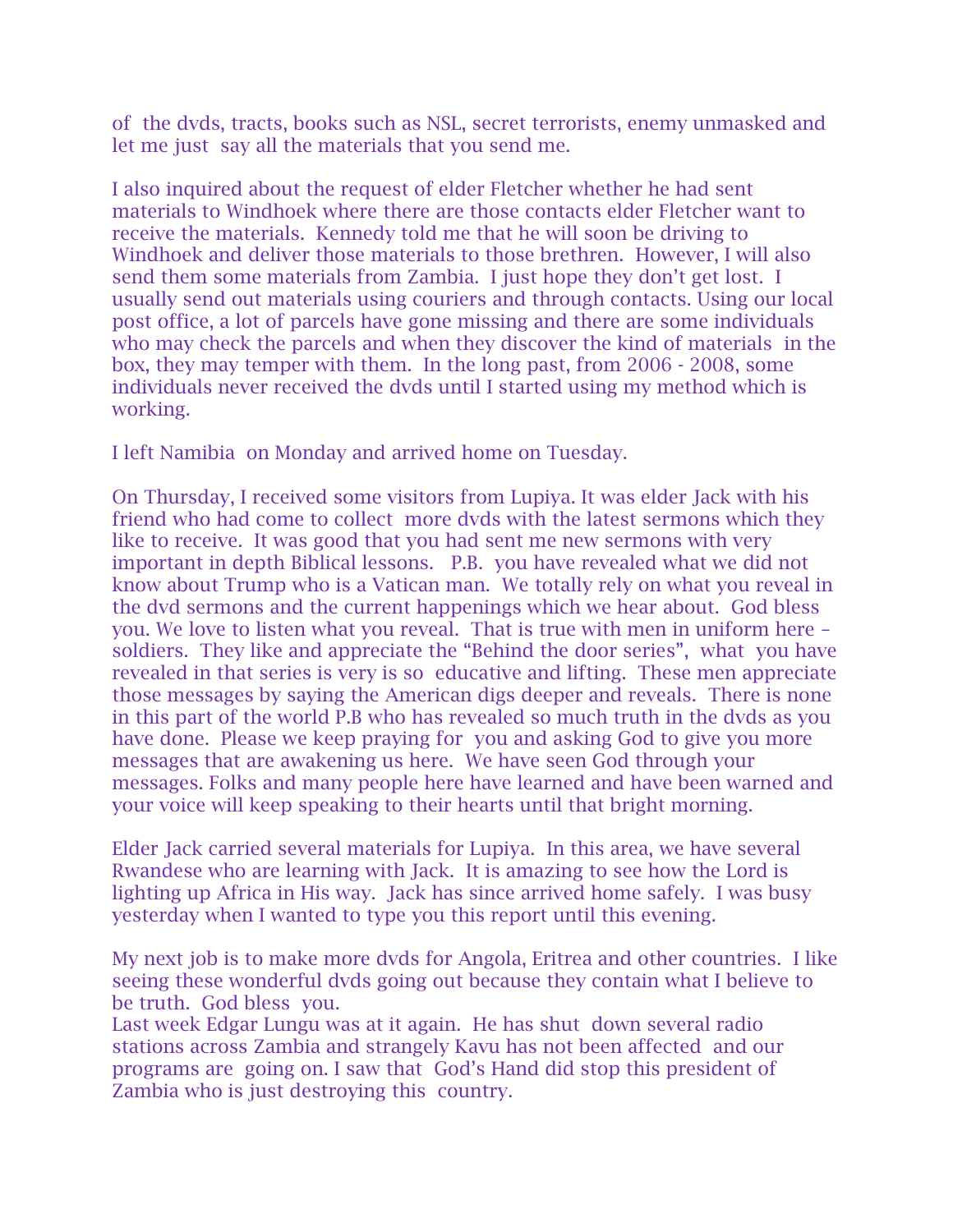of the dvds, tracts, books such as NSL, secret terrorists, enemy unmasked and let me just say all the materials that you send me.

I also inquired about the request of elder Fletcher whether he had sent materials to Windhoek where there are those contacts elder Fletcher want to receive the materials. Kennedy told me that he will soon be driving to Windhoek and deliver those materials to those brethren. However, I will also send them some materials from Zambia. I just hope they don't get lost. I usually send out materials using couriers and through contacts. Using our local post office, a lot of parcels have gone missing and there are some individuals who may check the parcels and when they discover the kind of materials in the box, they may temper with them. In the long past, from 2006 - 2008, some individuals never received the dvds until I started using my method which is working.

I left Namibia on Monday and arrived home on Tuesday.

On Thursday, I received some visitors from Lupiya. It was elder Jack with his friend who had come to collect more dvds with the latest sermons which they like to receive. It was good that you had sent me new sermons with very important in depth Biblical lessons. P.B. you have revealed what we did not know about Trump who is a Vatican man. We totally rely on what you reveal in the dvd sermons and the current happenings which we hear about. God bless you. We love to listen what you reveal. That is true with men in uniform here – soldiers. They like and appreciate the "Behind the door series", what you have revealed in that series is very is so educative and lifting. These men appreciate those messages by saying the American digs deeper and reveals. There is none in this part of the world P.B who has revealed so much truth in the dvds as you have done. Please we keep praying for you and asking God to give you more messages that are awakening us here. We have seen God through your messages. Folks and many people here have learned and have been warned and your voice will keep speaking to their hearts until that bright morning.

Elder Jack carried several materials for Lupiya. In this area, we have several Rwandese who are learning with Jack. It is amazing to see how the Lord is lighting up Africa in His way. Jack has since arrived home safely. I was busy yesterday when I wanted to type you this report until this evening.

My next job is to make more dvds for Angola, Eritrea and other countries. I like seeing these wonderful dvds going out because they contain what I believe to be truth. God bless you.
Last week Edgar Lungu was at it again. He has shut down several radio stations across Zambia and strangely Kavu has not been affected and our programs are going on. I saw that God's Hand did stop this president of Zambia who is just destroying this country.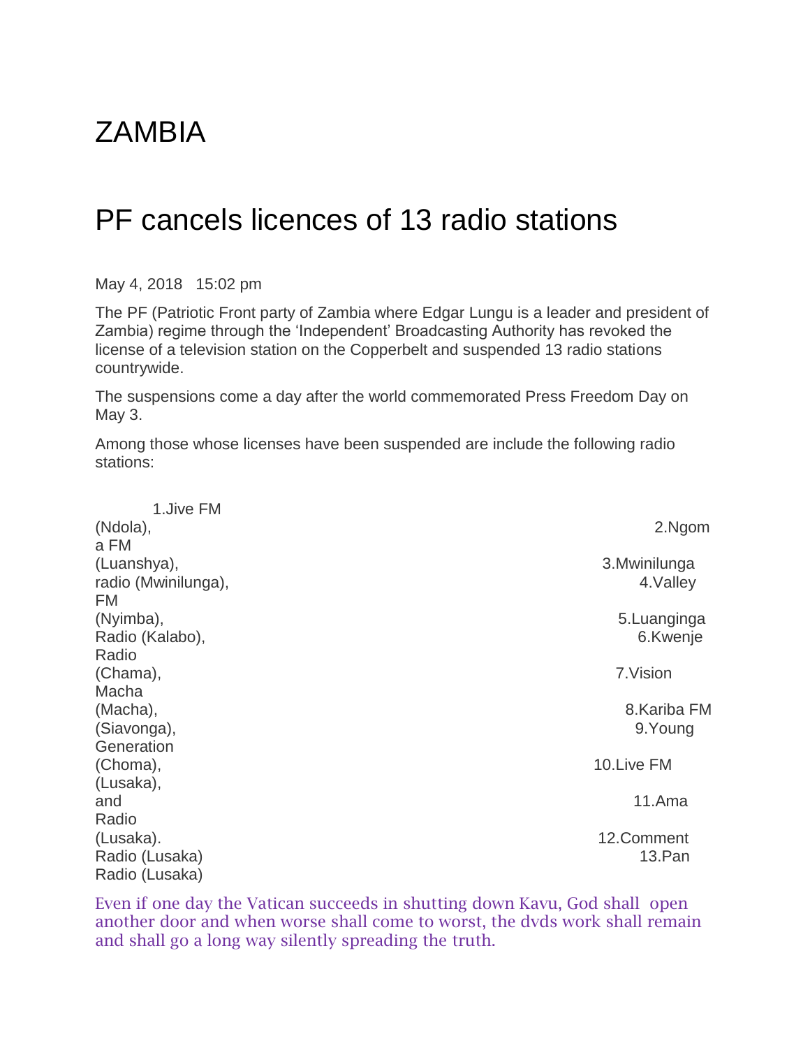# ZAMBIA

# PF cancels licences of 13 radio stations

May 4, 2018 15:02 pm

The PF (Patriotic Front party of Zambia where Edgar Lungu is a leader and president of Zambia) regime through the 'Independent' Broadcasting Authority has revoked the license of a television station on the Copperbelt and suspended 13 radio stations countrywide.

The suspensions come a day after the world commemorated Press Freedom Day on May 3.

Among those whose licenses have been suspended are include the following radio stations:

1. Jive FM (Ndola),
2. Ngoma FM (Luanshya),
3. Mwinilunga radio (Mwinilunga),
4. Valley FM (Nyimba),
5. Luanginga Radio (Kalabo),
6. Kwenje Radio (Chama),
7. Vision Macha (Macha),
8. Kariba FM (Siavonga),
9. Young Generation (Choma),
10. Live FM (Lusaka), and
11. Ama Radio (Lusaka).
12. Comment Radio (Lusaka)
13. Pan Radio (Lusaka)

Even if one day the Vatican succeeds in shutting down Kavu, God shall open another door and when worse shall come to worst, the dvds work shall remain and shall go a long way silently spreading the truth.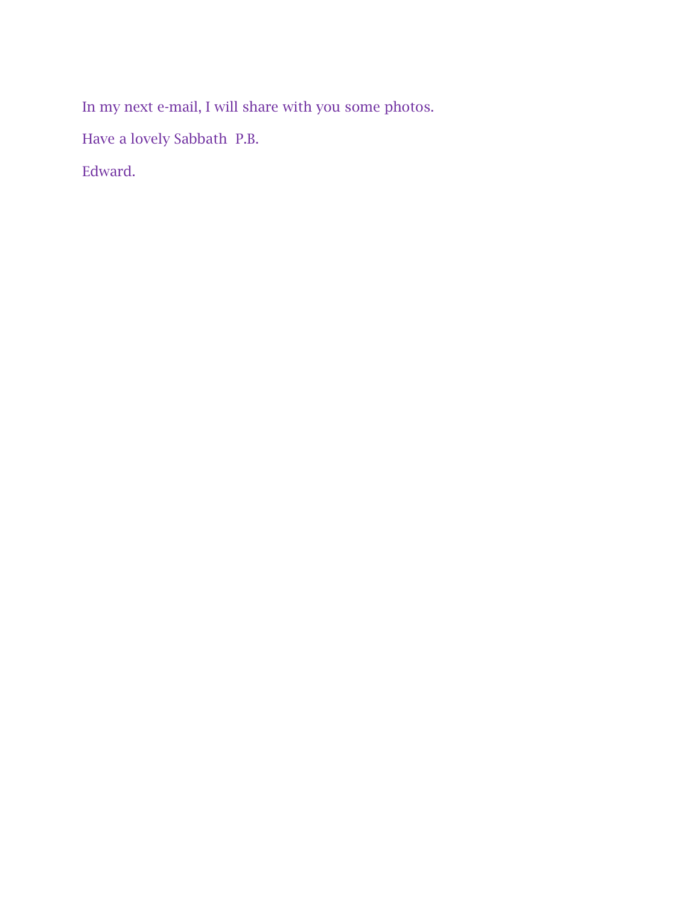In my next e-mail, I will share with you some photos.

Have a lovely Sabbath  P.B.

Edward.